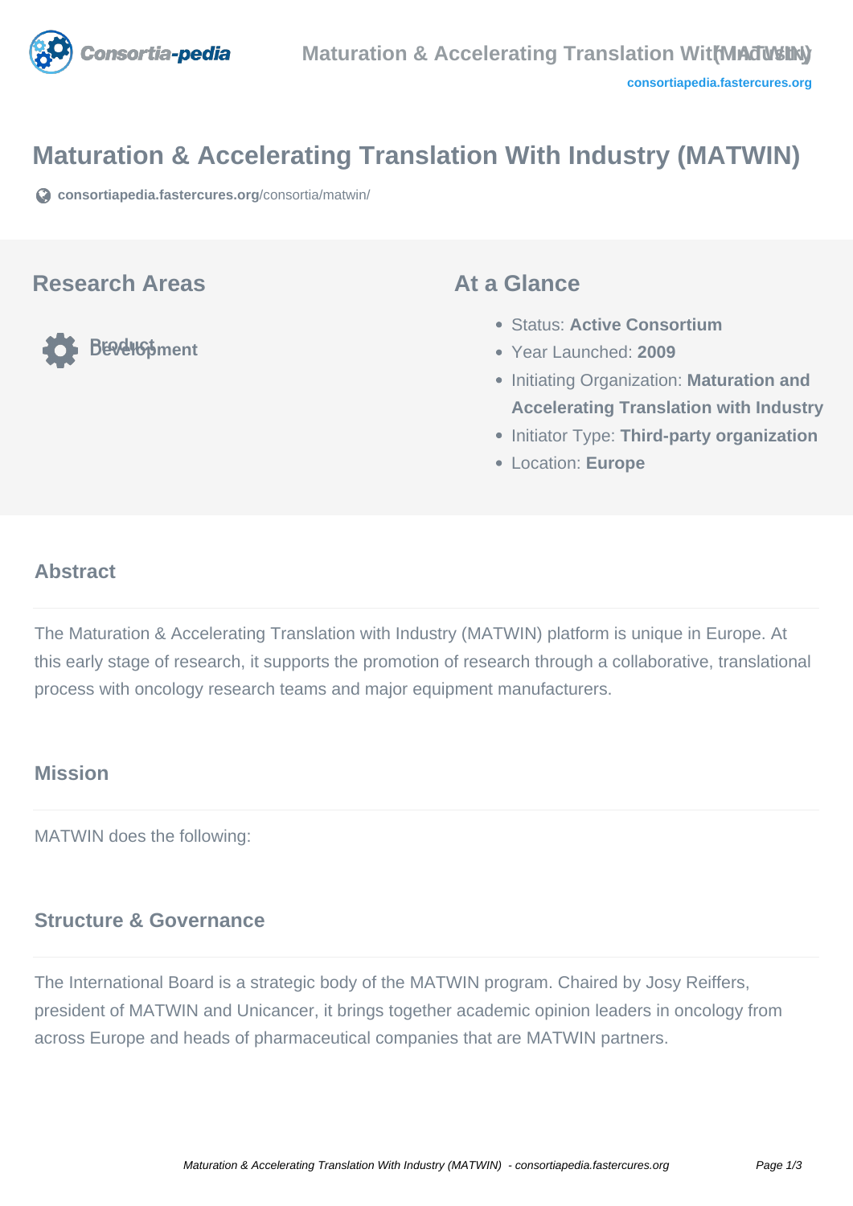# Maturation & Accelerating Translation With Industry (MATWIN)

consortiapedia.fastercures.org/consortia/matwin/

## Research Areas

Product Development

## At a Glance

- Status: **Active Consortium**
- Year Launched: **2009**
- Initiating Organization: **Maturation and Accelerating Translation with Industry**
- Initiator Type: **Third-party organization**
- Location: **Europe**

### Abstract

The Maturation & Accelerating Translation with Industry (MATWIN) platform is unique in Europe. At this early stage of research, it supports the promotion of research through a collaborative, translational process with oncology research teams and major equipment manufacturers.

### Mission

MATWIN does the following:

### Structure & Governance

The International Board is a strategic body of the MATWIN program. Chaired by Josy Reiffers, president of MATWIN and Unicancer, it brings together academic opinion leaders in oncology from across Europe and heads of pharmaceutical companies that are MATWIN partners.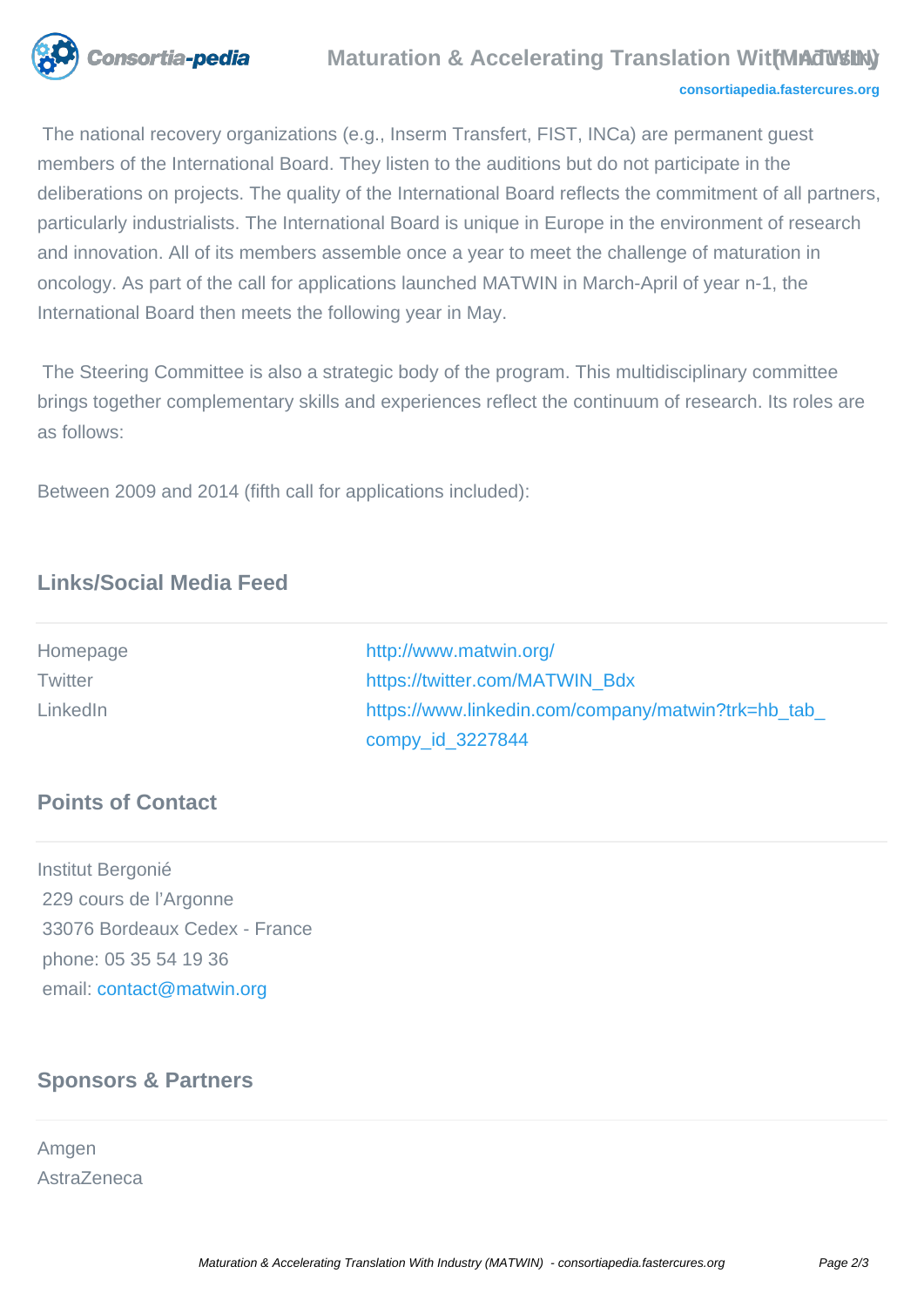The national recovery organizations (e.g., Inserm Transfert, FIST, INCa) are permanent guest members of the International Board. They listen to the auditions but do not participate in the deliberations on projects. The quality of the International Board reflects the commitment of all partners, particularly industrialists. The International Board is unique in Europe in the environment of research and innovation. All of its members assemble once a year to meet the challenge of maturation in oncology. As part of the call for applications launched MATWIN in March-April of year n-1, the International Board then meets the following year in May.

The Steering Committee is also a strategic body of the program. This multidisciplinary committee brings together complementary skills and experiences reflect the continuum of research. Its roles are as follows:

Between 2009 and 2014 (fifth call for applications included):

## Links/Social Media Feed

| | |
|---|---|
| Homepage | http://www.matwin.org/ |
| Twitter | https://twitter.com/MATWIN_Bdx |
| LinkedIn | https://www.linkedin.com/company/matwin?trk=hb_tab_compy_id_3227844 |

## Points of Contact

Institut Bergonié
229 cours de l'Argonne
33076 Bordeaux Cedex - France
phone: 05 35 54 19 36
email: contact@matwin.org

## Sponsors & Partners

Amgen
AstraZeneca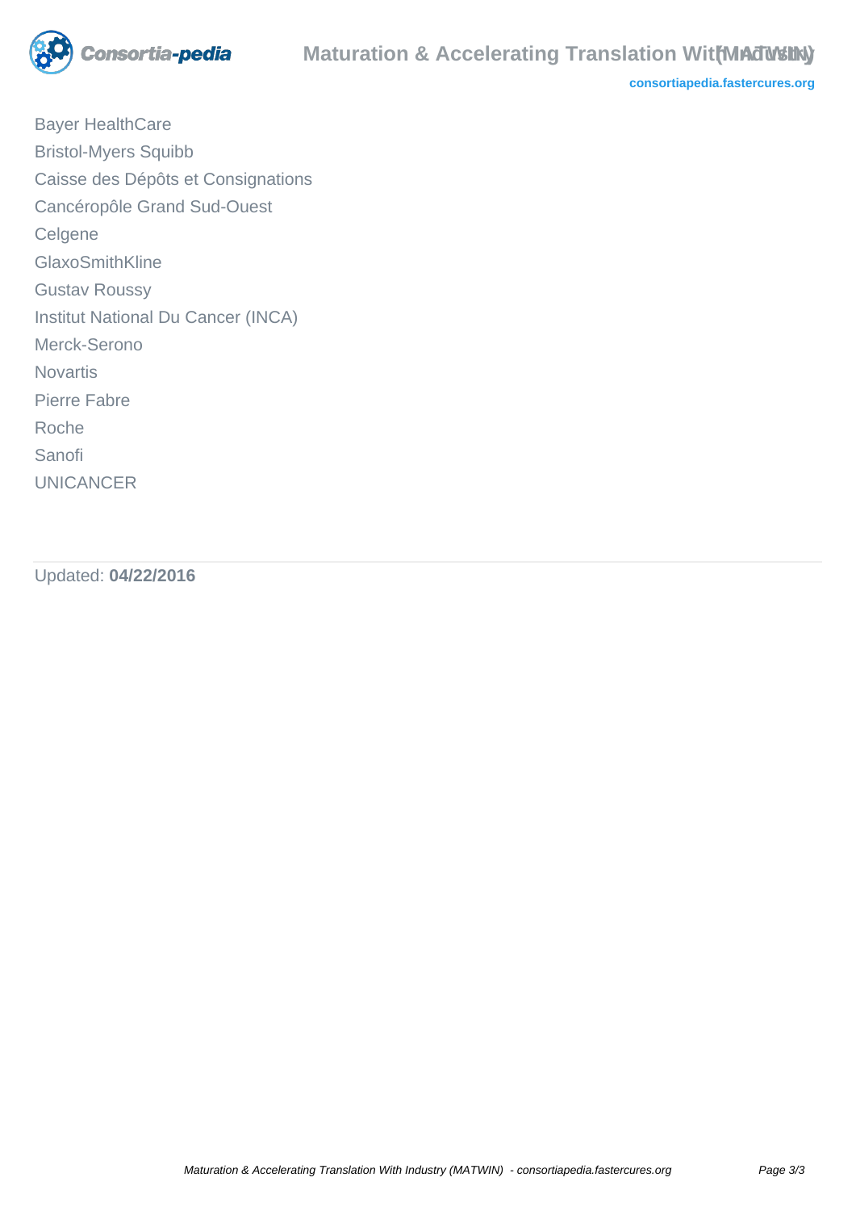Bayer HealthCare
Bristol-Myers Squibb
Caisse des Dépôts et Consignations
Cancéropôle Grand Sud-Ouest
Celgene
GlaxoSmithKline
Gustav Roussy
Institut National Du Cancer (INCA)
Merck-Serono
Novartis
Pierre Fabre
Roche
Sanofi
UNICANCER

Updated: **04/22/2016**